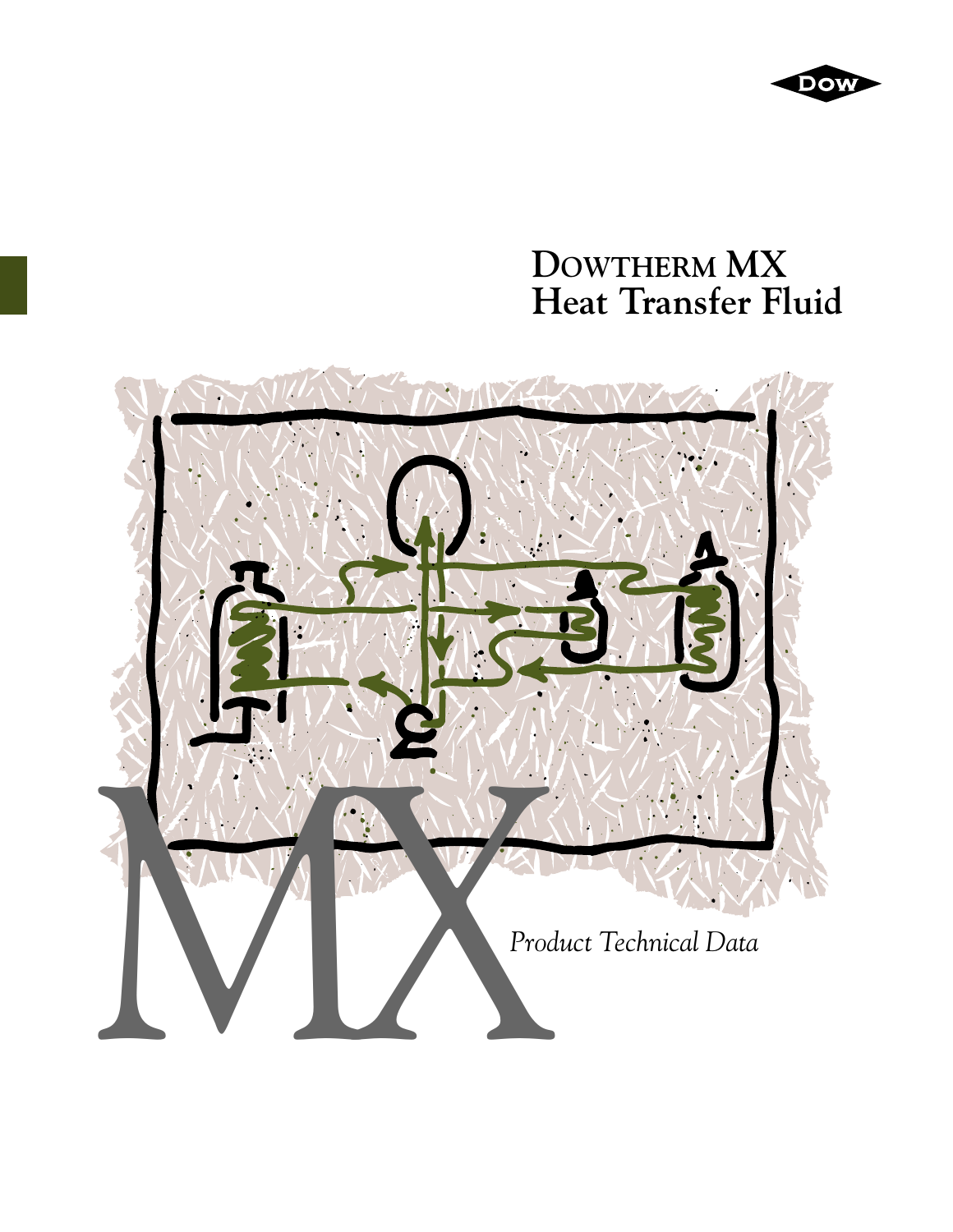# DOWTHERM MX Heat Transfer Fluid

MX

*Product Technical Data*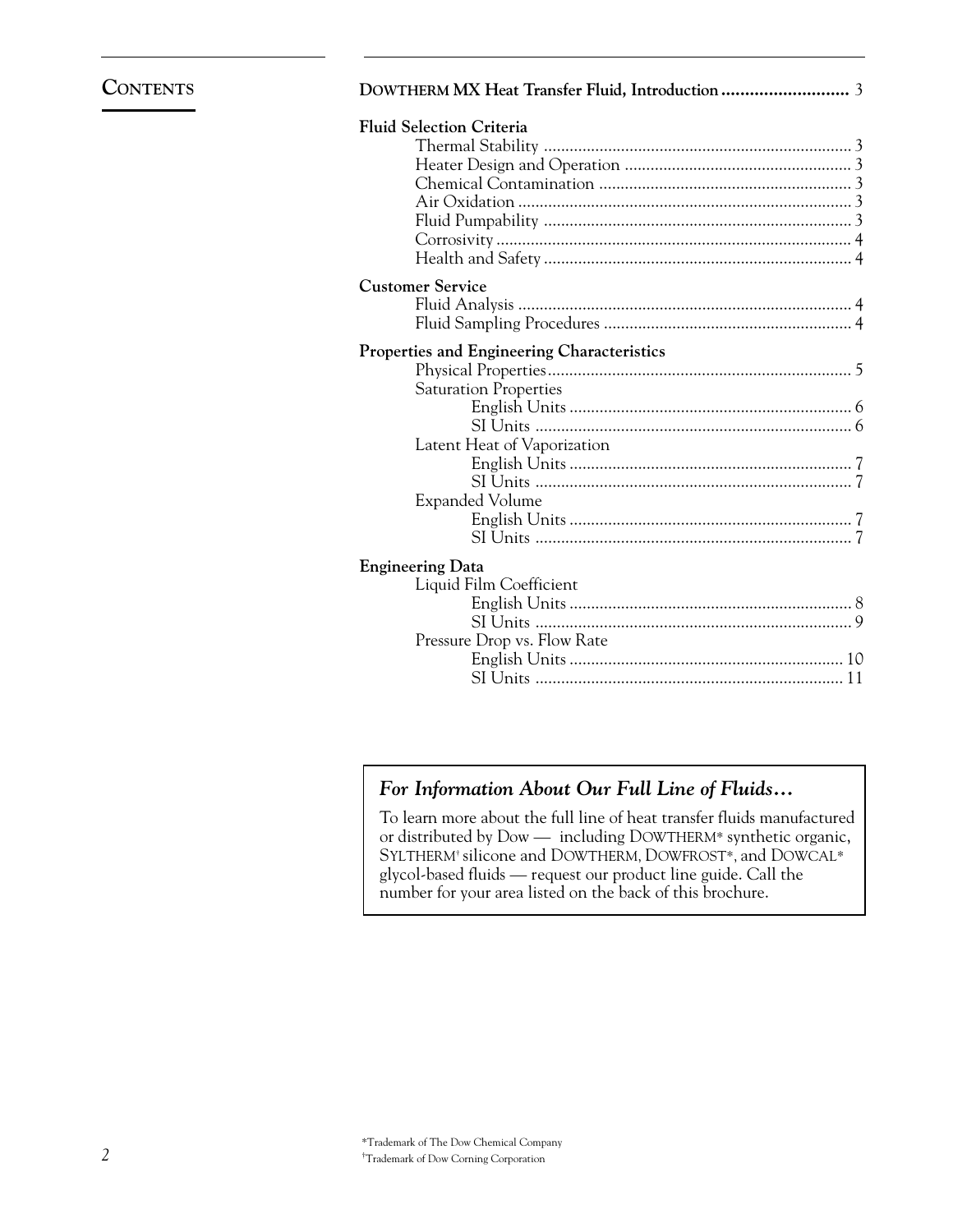## Contents

**DOWTHERM MX Heat Transfer Fluid, Introduction** ........................... 3

**Fluid Selection Criteria**
- Thermal Stability ........................................................................ 3
- Heater Design and Operation ..................................................... 3
- Chemical Contamination ............................................................ 3
- Air Oxidation .............................................................................. 3
- Fluid Pumpability ........................................................................ 3
- Corrosivity .................................................................................. 4
- Health and Safety ........................................................................ 4

**Customer Service**
- Fluid Analysis .............................................................................. 4
- Fluid Sampling Procedures .......................................................... 4

**Properties and Engineering Characteristics**
- Physical Properties ....................................................................... 5
- Saturation Properties
  - English Units .................................................................. 6
  - SI Units .......................................................................... 6
- Latent Heat of Vaporization
  - English Units .................................................................. 7
  - SI Units .......................................................................... 7
- Expanded Volume
  - English Units .................................................................. 7
  - SI Units .......................................................................... 7

**Engineering Data**
- Liquid Film Coefficient
  - English Units .................................................................. 8
  - SI Units .......................................................................... 9
- Pressure Drop vs. Flow Rate
  - English Units ................................................................ 10
  - SI Units ........................................................................ 11

### *For Information About Our Full Line of Fluids…*

To learn more about the full line of heat transfer fluids manufactured or distributed by Dow — including DOWTHERM* synthetic organic, SYLTHERM† silicone and DOWTHERM, DOWFROST*, and DOWCAL* glycol-based fluids — request our product line guide. Call the number for your area listed on the back of this brochure.

*Trademark of The Dow Chemical Company
†Trademark of Dow Corning Corporation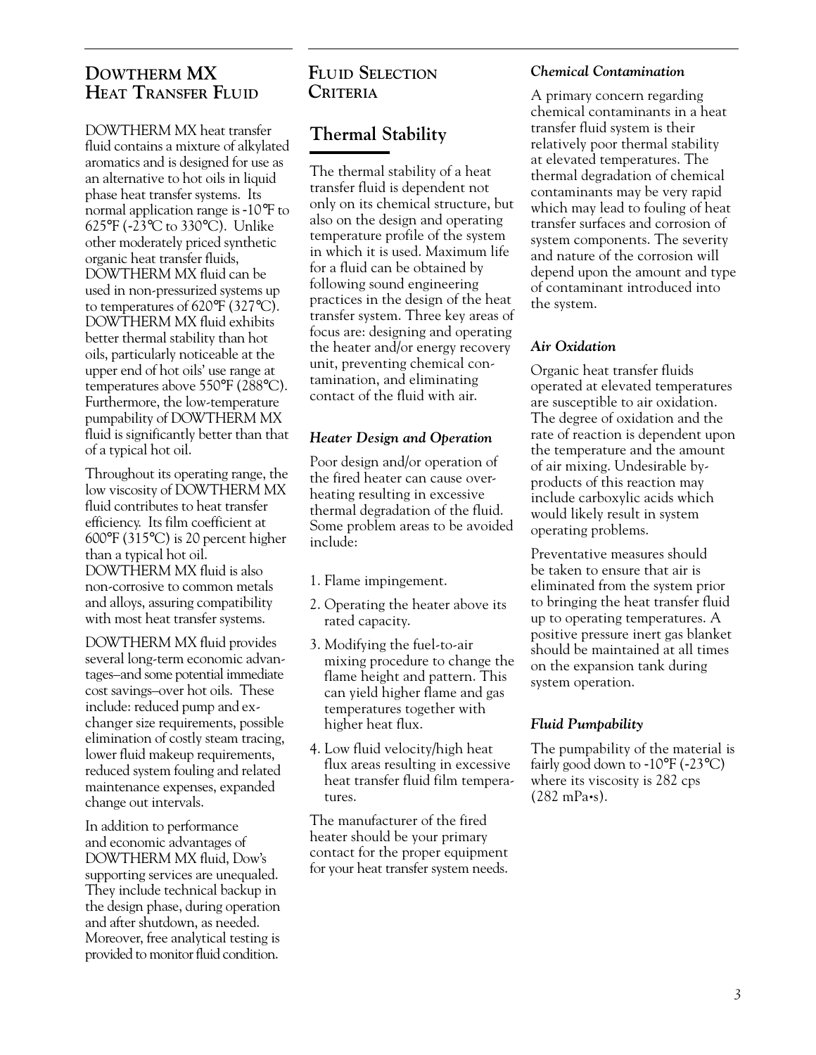## DOWTHERM MX Heat Transfer Fluid

DOWTHERM MX heat transfer fluid contains a mixture of alkylated aromatics and is designed for use as an alternative to hot oils in liquid phase heat transfer systems. Its normal application range is -10°F to 625°F (-23°C to 330°C). Unlike other moderately priced synthetic organic heat transfer fluids, DOWTHERM MX fluid can be used in non-pressurized systems up to temperatures of 620°F (327°C). DOWTHERM MX fluid exhibits better thermal stability than hot oils, particularly noticeable at the upper end of hot oils' use range at temperatures above 550°F (288°C). Furthermore, the low-temperature pumpability of DOWTHERM MX fluid is significantly better than that of a typical hot oil.

Throughout its operating range, the low viscosity of DOWTHERM MX fluid contributes to heat transfer efficiency. Its film coefficient at 600°F (315°C) is 20 percent higher than a typical hot oil. DOWTHERM MX fluid is also non-corrosive to common metals and alloys, assuring compatibility with most heat transfer systems.

DOWTHERM MX fluid provides several long-term economic advantages–and some potential immediate cost savings–over hot oils. These include: reduced pump and exchanger size requirements, possible elimination of costly steam tracing, lower fluid makeup requirements, reduced system fouling and related maintenance expenses, expanded change out intervals.

In addition to performance and economic advantages of DOWTHERM MX fluid, Dow's supporting services are unequaled. They include technical backup in the design phase, during operation and after shutdown, as needed. Moreover, free analytical testing is provided to monitor fluid condition.

## Fluid Selection Criteria

### Thermal Stability

The thermal stability of a heat transfer fluid is dependent not only on its chemical structure, but also on the design and operating temperature profile of the system in which it is used. Maximum life for a fluid can be obtained by following sound engineering practices in the design of the heat transfer system. Three key areas of focus are: designing and operating the heater and/or energy recovery unit, preventing chemical contamination, and eliminating contact of the fluid with air.

#### *Heater Design and Operation*

Poor design and/or operation of the fired heater can cause overheating resulting in excessive thermal degradation of the fluid. Some problem areas to be avoided include:

1. Flame impingement.
2. Operating the heater above its rated capacity.
3. Modifying the fuel-to-air mixing procedure to change the flame height and pattern. This can yield higher flame and gas temperatures together with higher heat flux.
4. Low fluid velocity/high heat flux areas resulting in excessive heat transfer fluid film temperatures.

The manufacturer of the fired heater should be your primary contact for the proper equipment for your heat transfer system needs.

#### *Chemical Contamination*

A primary concern regarding chemical contaminants in a heat transfer fluid system is their relatively poor thermal stability at elevated temperatures. The thermal degradation of chemical contaminants may be very rapid which may lead to fouling of heat transfer surfaces and corrosion of system components. The severity and nature of the corrosion will depend upon the amount and type of contaminant introduced into the system.

#### *Air Oxidation*

Organic heat transfer fluids operated at elevated temperatures are susceptible to air oxidation. The degree of oxidation and the rate of reaction is dependent upon the temperature and the amount of air mixing. Undesirable by-products of this reaction may include carboxylic acids which would likely result in system operating problems.

Preventative measures should be taken to ensure that air is eliminated from the system prior to bringing the heat transfer fluid up to operating temperatures. A positive pressure inert gas blanket should be maintained at all times on the expansion tank during system operation.

#### *Fluid Pumpability*

The pumpability of the material is fairly good down to -10°F (-23°C) where its viscosity is 282 cps (282 mPa•s).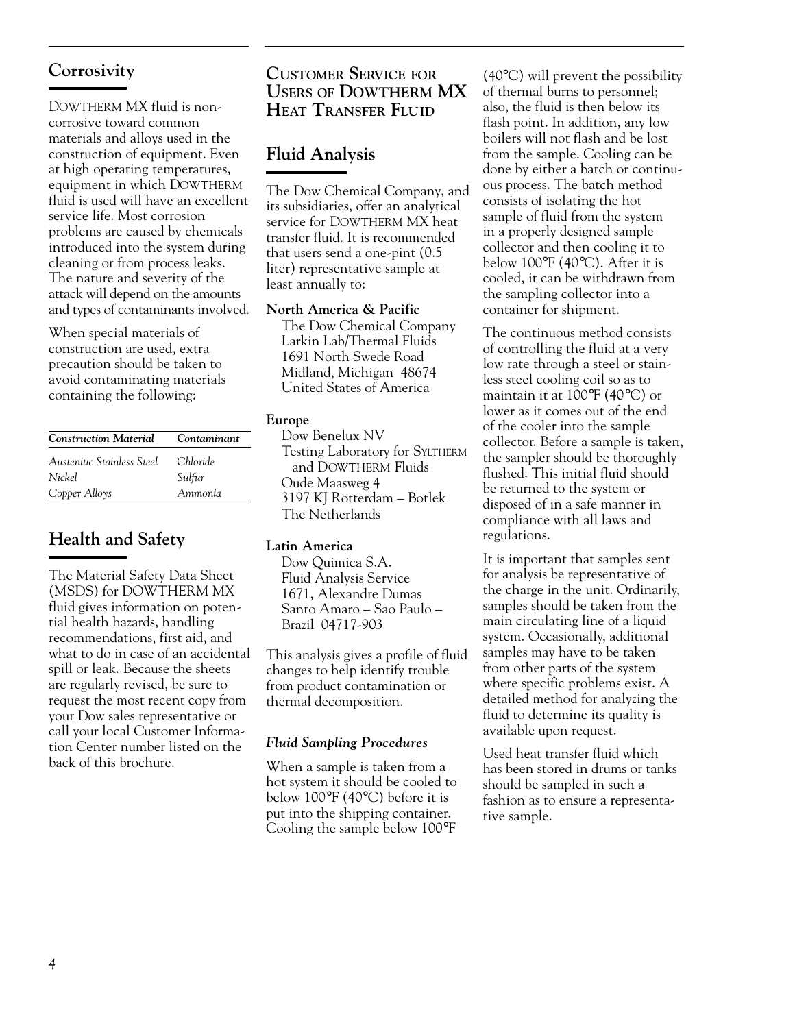## Corrosivity

DOWTHERM MX fluid is noncorrosive toward common materials and alloys used in the construction of equipment. Even at high operating temperatures, equipment in which DOWTHERM fluid is used will have an excellent service life. Most corrosion problems are caused by chemicals introduced into the system during cleaning or from process leaks. The nature and severity of the attack will depend on the amounts and types of contaminants involved.

When special materials of construction are used, extra precaution should be taken to avoid contaminating materials containing the following:

| *Construction Material* | *Contaminant* |
|---|---|
| *Austenitic Stainless Steel* | *Chloride* |
| *Nickel* | *Sulfur* |
| *Copper Alloys* | *Ammonia* |

## Health and Safety

The Material Safety Data Sheet (MSDS) for DOWTHERM MX fluid gives information on potential health hazards, handling recommendations, first aid, and what to do in case of an accidental spill or leak. Because the sheets are regularly revised, be sure to request the most recent copy from your Dow sales representative or call your local Customer Information Center number listed on the back of this brochure.

## Customer Service for Users of DOWTHERM MX Heat Transfer Fluid

## Fluid Analysis

The Dow Chemical Company, and its subsidiaries, offer an analytical service for DOWTHERM MX heat transfer fluid. It is recommended that users send a one-pint (0.5 liter) representative sample at least annually to:

**North America & Pacific**
The Dow Chemical Company
Larkin Lab/Thermal Fluids
1691 North Swede Road
Midland, Michigan 48674
United States of America

**Europe**
Dow Benelux NV
Testing Laboratory for SYLTHERM and DOWTHERM Fluids
Oude Maasweg 4
3197 KJ Rotterdam – Botlek
The Netherlands

**Latin America**
Dow Quimica S.A.
Fluid Analysis Service
1671, Alexandre Dumas
Santo Amaro – Sao Paulo – Brazil 04717-903

This analysis gives a profile of fluid changes to help identify trouble from product contamination or thermal decomposition.

### *Fluid Sampling Procedures*

When a sample is taken from a hot system it should be cooled to below 100°F (40°C) before it is put into the shipping container. Cooling the sample below 100°F (40°C) will prevent the possibility of thermal burns to personnel; also, the fluid is then below its flash point. In addition, any low boilers will not flash and be lost from the sample. Cooling can be done by either a batch or continuous process. The batch method consists of isolating the hot sample of fluid from the system in a properly designed sample collector and then cooling it to below 100°F (40°C). After it is cooled, it can be withdrawn from the sampling collector into a container for shipment.

The continuous method consists of controlling the fluid at a very low rate through a steel or stainless steel cooling coil so as to maintain it at 100°F (40°C) or lower as it comes out of the end of the cooler into the sample collector. Before a sample is taken, the sampler should be thoroughly flushed. This initial fluid should be returned to the system or disposed of in a safe manner in compliance with all laws and regulations.

It is important that samples sent for analysis be representative of the charge in the unit. Ordinarily, samples should be taken from the main circulating line of a liquid system. Occasionally, additional samples may have to be taken from other parts of the system where specific problems exist. A detailed method for analyzing the fluid to determine its quality is available upon request.

Used heat transfer fluid which has been stored in drums or tanks should be sampled in such a fashion as to ensure a representative sample.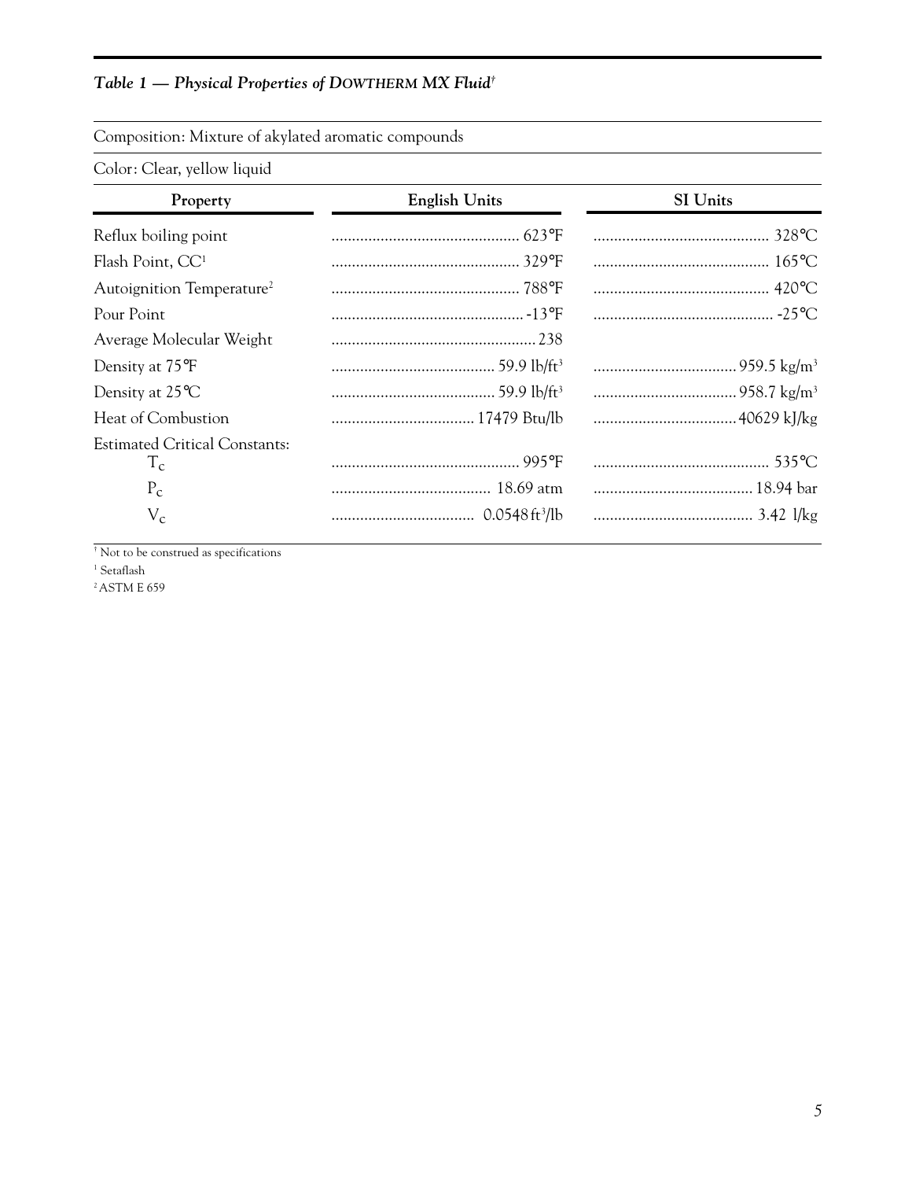### *Table 1 — Physical Properties of DOWTHERM MX Fluid*[†]

Composition: Mixture of akylated aromatic compounds

Color: Clear, yellow liquid

| Property | English Units | SI Units |
|---|---|---|
| Reflux boiling point | 623°F | 328°C |
| Flash Point, CC[1] | 329°F | 165°C |
| Autoignition Temperature[2] | 788°F | 420°C |
| Pour Point | -13°F | -25°C |
| Average Molecular Weight | 238 | |
| Density at 75°F | 59.9 lb/ft³ | 959.5 kg/m³ |
| Density at 25°C | 59.9 lb/ft³ | 958.7 kg/m³ |
| Heat of Combustion | 17479 Btu/lb | 40629 kJ/kg |
| Estimated Critical Constants: | | |
| $T_c$ | 995°F | 535°C |
| $P_c$ | 18.69 atm | 18.94 bar |
| $V_c$ | 0.0548 ft³/lb | 3.42 l/kg |

[†] Not to be construed as specifications

[1] Setaflash

[2] ASTM E 659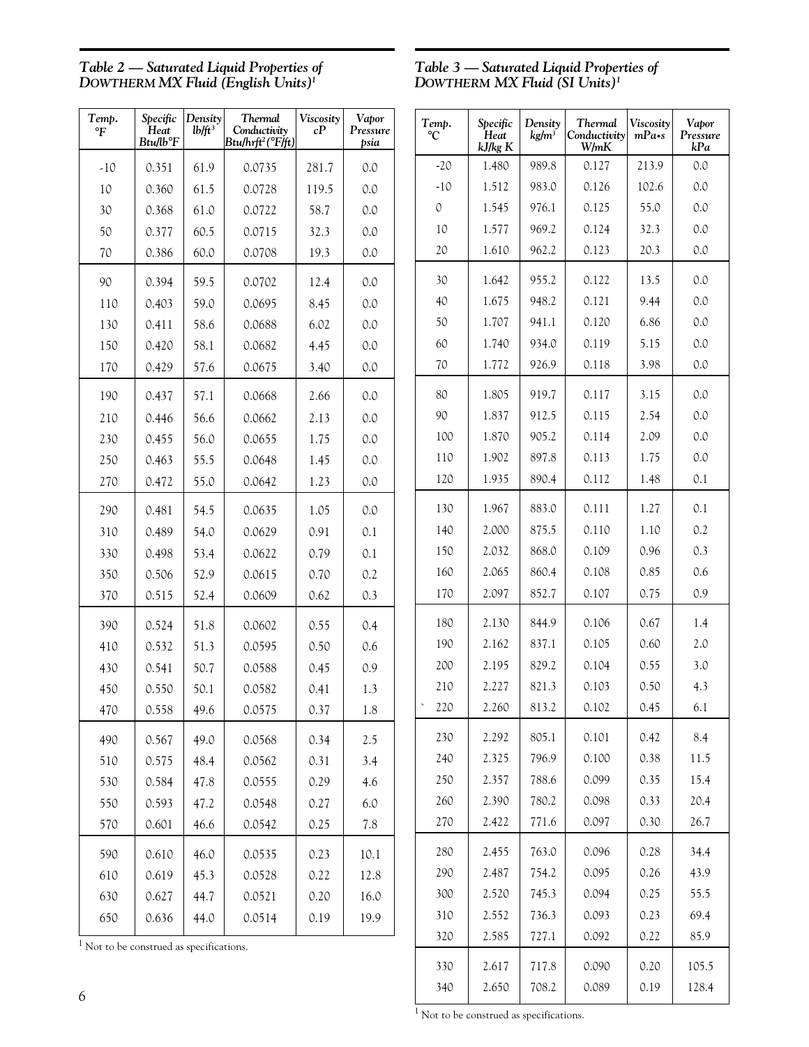### *Table 2 — Saturated Liquid Properties of DOWTHERM MX Fluid (English Units)*[1]

| Temp. °F | Specific Heat Btu/lb°F | Density lb/ft³ | Thermal Conductivity Btu/hrft²(°F/ft) | Viscosity cP | Vapor Pressure psia |
|---|---|---|---|---|---|
| -10 | 0.351 | 61.9 | 0.0735 | 281.7 | 0.0 |
| 10 | 0.360 | 61.5 | 0.0728 | 119.5 | 0.0 |
| 30 | 0.368 | 61.0 | 0.0722 | 58.7 | 0.0 |
| 50 | 0.377 | 60.5 | 0.0715 | 32.3 | 0.0 |
| 70 | 0.386 | 60.0 | 0.0708 | 19.3 | 0.0 |
| 90 | 0.394 | 59.5 | 0.0702 | 12.4 | 0.0 |
| 110 | 0.403 | 59.0 | 0.0695 | 8.45 | 0.0 |
| 130 | 0.411 | 58.6 | 0.0688 | 6.02 | 0.0 |
| 150 | 0.420 | 58.1 | 0.0682 | 4.45 | 0.0 |
| 170 | 0.429 | 57.6 | 0.0675 | 3.40 | 0.0 |
| 190 | 0.437 | 57.1 | 0.0668 | 2.66 | 0.0 |
| 210 | 0.446 | 56.6 | 0.0662 | 2.13 | 0.0 |
| 230 | 0.455 | 56.0 | 0.0655 | 1.75 | 0.0 |
| 250 | 0.463 | 55.5 | 0.0648 | 1.45 | 0.0 |
| 270 | 0.472 | 55.0 | 0.0642 | 1.23 | 0.0 |
| 290 | 0.481 | 54.5 | 0.0635 | 1.05 | 0.0 |
| 310 | 0.489 | 54.0 | 0.0629 | 0.91 | 0.1 |
| 330 | 0.498 | 53.4 | 0.0622 | 0.79 | 0.1 |
| 350 | 0.506 | 52.9 | 0.0615 | 0.70 | 0.2 |
| 370 | 0.515 | 52.4 | 0.0609 | 0.62 | 0.3 |
| 390 | 0.524 | 51.8 | 0.0602 | 0.55 | 0.4 |
| 410 | 0.532 | 51.3 | 0.0595 | 0.50 | 0.6 |
| 430 | 0.541 | 50.7 | 0.0588 | 0.45 | 0.9 |
| 450 | 0.550 | 50.1 | 0.0582 | 0.41 | 1.3 |
| 470 | 0.558 | 49.6 | 0.0575 | 0.37 | 1.8 |
| 490 | 0.567 | 49.0 | 0.0568 | 0.34 | 2.5 |
| 510 | 0.575 | 48.4 | 0.0562 | 0.31 | 3.4 |
| 530 | 0.584 | 47.8 | 0.0555 | 0.29 | 4.6 |
| 550 | 0.593 | 47.2 | 0.0548 | 0.27 | 6.0 |
| 570 | 0.601 | 46.6 | 0.0542 | 0.25 | 7.8 |
| 590 | 0.610 | 46.0 | 0.0535 | 0.23 | 10.1 |
| 610 | 0.619 | 45.3 | 0.0528 | 0.22 | 12.8 |
| 630 | 0.627 | 44.7 | 0.0521 | 0.20 | 16.0 |
| 650 | 0.636 | 44.0 | 0.0514 | 0.19 | 19.9 |

[1] Not to be construed as specifications.

### *Table 3 — Saturated Liquid Properties of DOWTHERM MX Fluid (SI Units)*[1]

| Temp. °C | Specific Heat kJ/kg K | Density kg/m³ | Thermal Conductivity W/mK | Viscosity mPa•s | Vapor Pressure kPa |
|---|---|---|---|---|---|
| -20 | 1.480 | 989.8 | 0.127 | 213.9 | 0.0 |
| -10 | 1.512 | 983.0 | 0.126 | 102.6 | 0.0 |
| 0 | 1.545 | 976.1 | 0.125 | 55.0 | 0.0 |
| 10 | 1.577 | 969.2 | 0.124 | 32.3 | 0.0 |
| 20 | 1.610 | 962.2 | 0.123 | 20.3 | 0.0 |
| 30 | 1.642 | 955.2 | 0.122 | 13.5 | 0.0 |
| 40 | 1.675 | 948.2 | 0.121 | 9.44 | 0.0 |
| 50 | 1.707 | 941.1 | 0.120 | 6.86 | 0.0 |
| 60 | 1.740 | 934.0 | 0.119 | 5.15 | 0.0 |
| 70 | 1.772 | 926.9 | 0.118 | 3.98 | 0.0 |
| 80 | 1.805 | 919.7 | 0.117 | 3.15 | 0.0 |
| 90 | 1.837 | 912.5 | 0.115 | 2.54 | 0.0 |
| 100 | 1.870 | 905.2 | 0.114 | 2.09 | 0.0 |
| 110 | 1.902 | 897.8 | 0.113 | 1.75 | 0.0 |
| 120 | 1.935 | 890.4 | 0.112 | 1.48 | 0.1 |
| 130 | 1.967 | 883.0 | 0.111 | 1.27 | 0.1 |
| 140 | 2.000 | 875.5 | 0.110 | 1.10 | 0.2 |
| 150 | 2.032 | 868.0 | 0.109 | 0.96 | 0.3 |
| 160 | 2.065 | 860.4 | 0.108 | 0.85 | 0.6 |
| 170 | 2.097 | 852.7 | 0.107 | 0.75 | 0.9 |
| 180 | 2.130 | 844.9 | 0.106 | 0.67 | 1.4 |
| 190 | 2.162 | 837.1 | 0.105 | 0.60 | 2.0 |
| 200 | 2.195 | 829.2 | 0.104 | 0.55 | 3.0 |
| 210 | 2.227 | 821.3 | 0.103 | 0.50 | 4.3 |
| 220 | 2.260 | 813.2 | 0.102 | 0.45 | 6.1 |
| 230 | 2.292 | 805.1 | 0.101 | 0.42 | 8.4 |
| 240 | 2.325 | 796.9 | 0.100 | 0.38 | 11.5 |
| 250 | 2.357 | 788.6 | 0.099 | 0.35 | 15.4 |
| 260 | 2.390 | 780.2 | 0.098 | 0.33 | 20.4 |
| 270 | 2.422 | 771.6 | 0.097 | 0.30 | 26.7 |
| 280 | 2.455 | 763.0 | 0.096 | 0.28 | 34.4 |
| 290 | 2.487 | 754.2 | 0.095 | 0.26 | 43.9 |
| 300 | 2.520 | 745.3 | 0.094 | 0.25 | 55.5 |
| 310 | 2.552 | 736.3 | 0.093 | 0.23 | 69.4 |
| 320 | 2.585 | 727.1 | 0.092 | 0.22 | 85.9 |
| 330 | 2.617 | 717.8 | 0.090 | 0.20 | 105.5 |
| 340 | 2.650 | 708.2 | 0.089 | 0.19 | 128.4 |

[1] Not to be construed as specifications.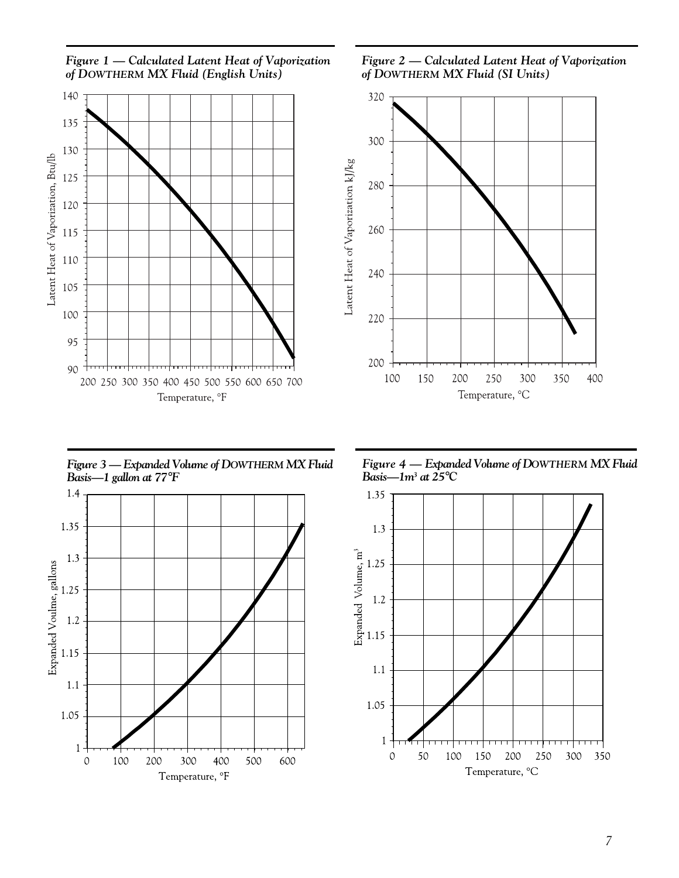*Figure 1 — Calculated Latent Heat of Vaporization of DOWTHERM MX Fluid (English Units)*

*Figure 2 — Calculated Latent Heat of Vaporization of DOWTHERM MX Fluid (SI Units)*

*Figure 3 — Expanded Volume of DOWTHERM MX Fluid Basis—1 gallon at 77°F*

*Figure 4 — Expanded Volume of DOWTHERM MX Fluid Basis—1m³ at 25°C*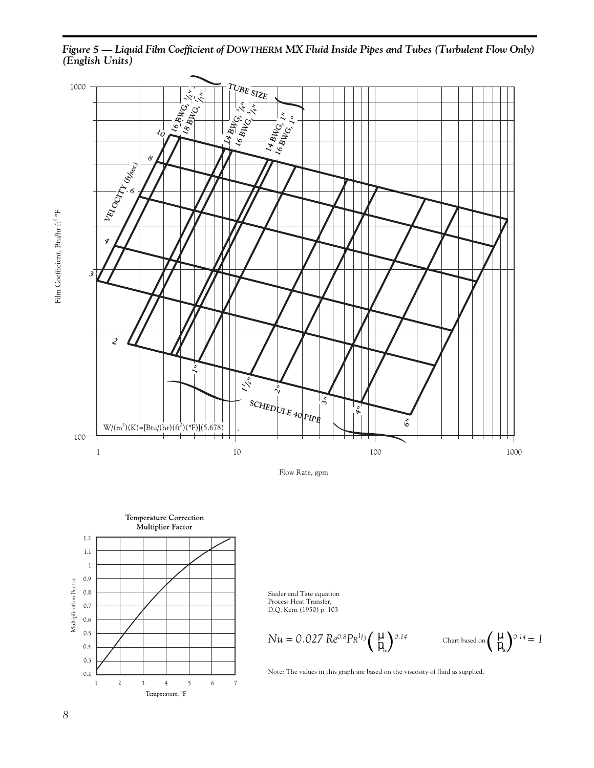*Figure 5 — Liquid Film Coefficient of DOWTHERM MX Fluid Inside Pipes and Tubes (Turbulent Flow Only) (English Units)*

Film Coefficient, Btu/hr ft² °F

TUBE SIZE: 16 BWG, 1/2"; 18 BWG, 1/2"; 14 BWG, 3/4"; 16 BWG, 3/4"; 14 BWG, 1"; 16 BWG, 1"

VELOCITY (ft/sec): 2, 3, 4, 6, 8, 10

SCHEDULE 40 PIPE: 1", 1 1/2", 2", 3", 4", 6"

W/(m²)(K)=[Btu/(hr)(ft²)(°F)](5.678)

Flow Rate, gpm

**Temperature Correction Multiplier Factor**

Multiplication Factor

Temperature, °F

Sieder and Tate equation
Process Heat Transfer,
D.Q. Kern (1950) p. 103

$$Nu = 0.027\, Re^{0.8} Pr^{1/3} \left(\frac{\mu}{\mu_w}\right)^{0.14}$$

Chart based on $\left(\frac{\mu}{\mu_w}\right)^{0.14} = 1$

Note: The values in this graph are based on the viscosity of fluid as supplied.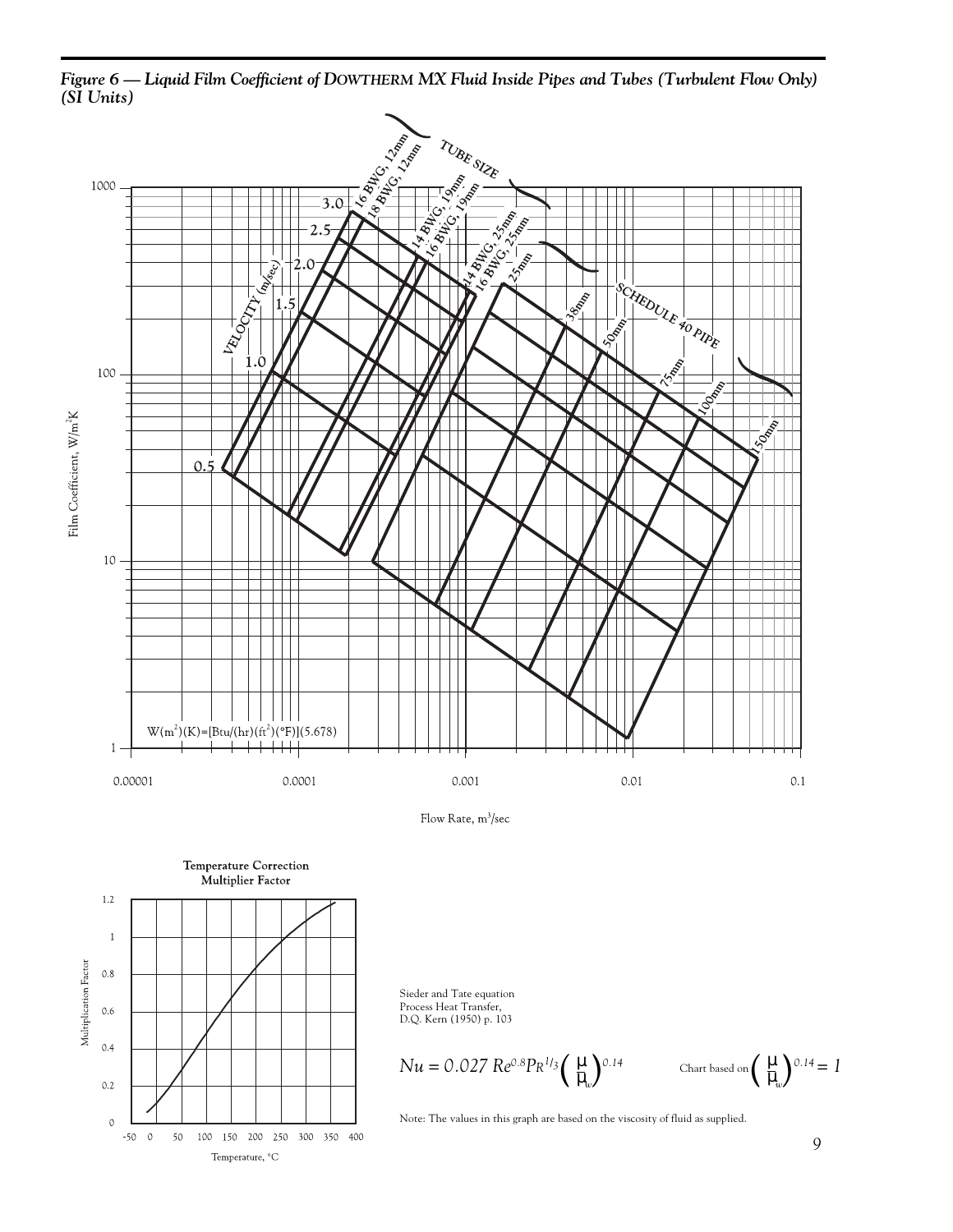*Figure 6 — Liquid Film Coefficient of DOWTHERM MX Fluid Inside Pipes and Tubes (Turbulent Flow Only) (SI Units)*

TUBE SIZE: 16 BWG, 12mm; 18 BWG, 12mm; 14 BWG, 19mm; 16 BWG, 19mm; 14 BWG, 25mm; 16 BWG, 25mm

SCHEDULE 40 PIPE: 25mm; 38mm; 50mm; 75mm; 100mm; 150mm

VELOCITY (m/sec): 0.5; 1.0; 1.5; 2.0; 2.5; 3.0

Film Coefficient, W/m²K

Flow Rate, m³/sec

$W(m^2)(K) = [Btu/(hr)(ft^2)(°F)](5.678)$

**Temperature Correction Multiplier Factor**

Multiplication Factor

Temperature, °C

Sieder and Tate equation
Process Heat Transfer,
D.Q. Kern (1950) p. 103

$$Nu = 0.027\, Re^{0.8} Pr^{1/3} \left(\frac{\mu}{\mu_w}\right)^{0.14}$$

Chart based on $\left(\frac{\mu}{\mu_w}\right)^{0.14} = 1$

Note: The values in this graph are based on the viscosity of fluid as supplied.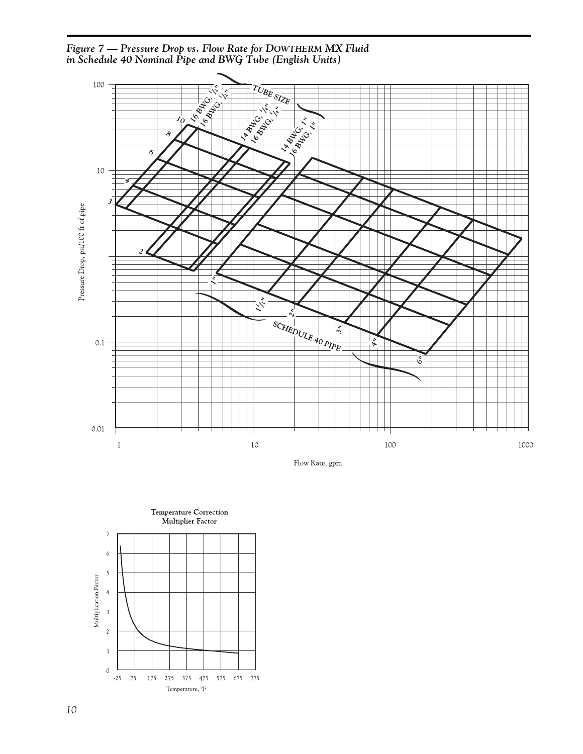*Figure 7 — Pressure Drop vs. Flow Rate for DOWTHERM MX Fluid in Schedule 40 Nominal Pipe and BWG Tube (English Units)*

Pressure Drop, psi/100 ft of pipe

Flow Rate, gpm

TUBE SIZE: 16 BWG, 1/2"; 18 BWG, 1/2"; 14 BWG, 3/4"; 16 BWG, 3/4"; 14 BWG, 1"; 16 BWG, 1"

SCHEDULE 40 PIPE: 1"; 1 1/2"; 2"; 3"; 4"; 6"

Temperature Correction Multiplier Factor

Multiplication Factor

Temperature, °F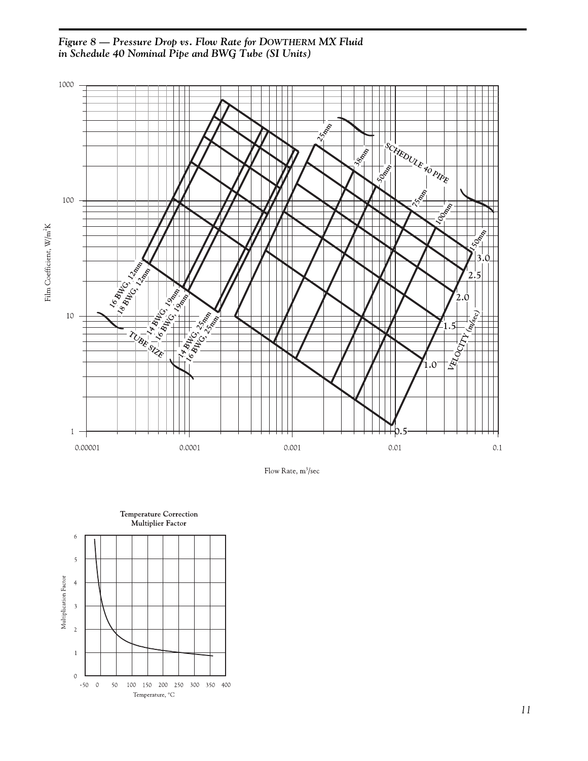*Figure 8 — Pressure Drop vs. Flow Rate for DOWTHERM MX Fluid in Schedule 40 Nominal Pipe and BWG Tube (SI Units)*

Film Coefficient, W/m²K

Flow Rate, m³/sec

TUBE SIZE: 16 BWG, 12mm; 18 BWG, 12mm; 14 BWG, 19mm; 16 BWG, 19mm; 14 BWG, 25mm; 16 BWG, 25mm

SCHEDULE 40 PIPE: 25mm; 38mm; 50mm; 75mm; 100mm; 150mm

VELOCITY (m/sec): 0.5; 1.0; 1.5; 2.0; 2.5; 3.0

**Temperature Correction Multiplier Factor**

Multiplication Factor

Temperature, °C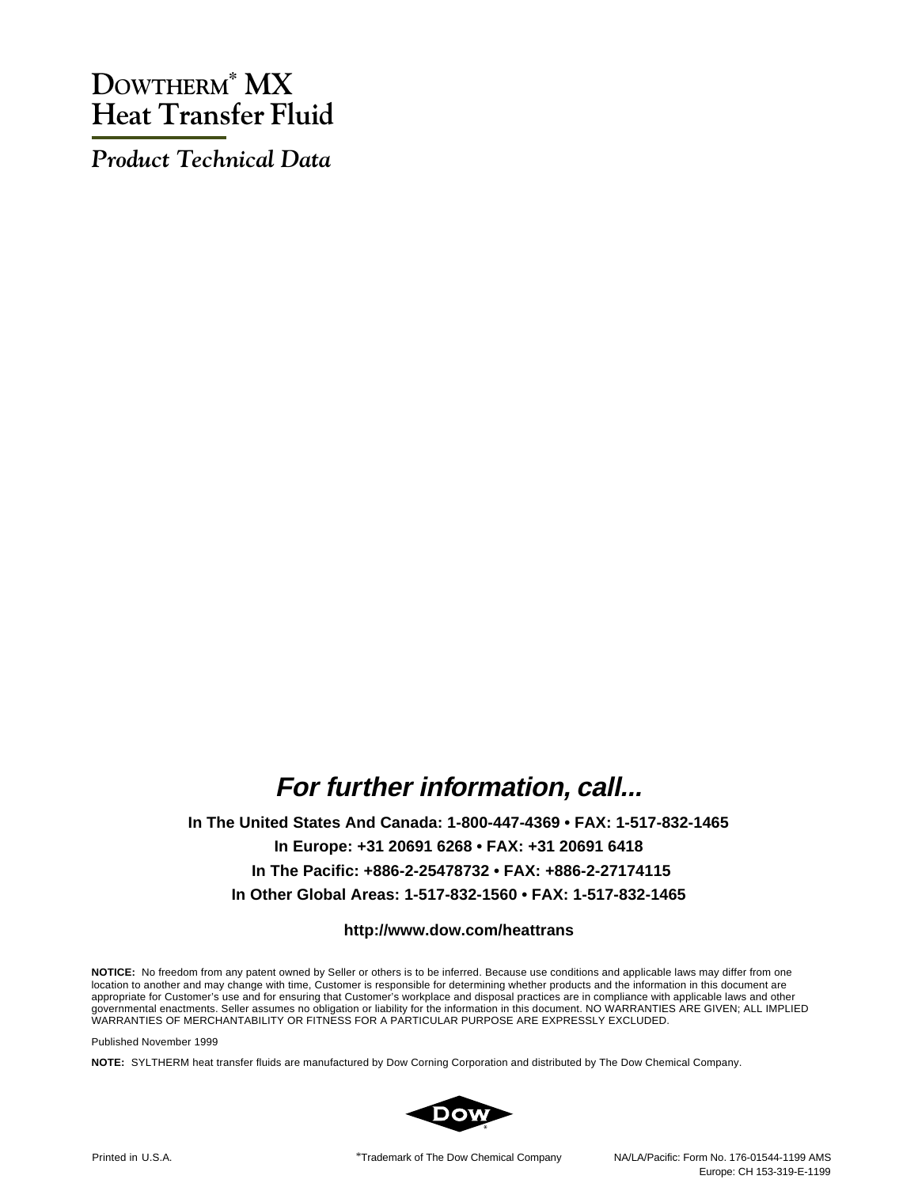# DOWTHERM* MX Heat Transfer Fluid

*Product Technical Data*

***For further information, call...***

**In The United States And Canada: 1-800-447-4369 • FAX: 1-517-832-1465**

**In Europe: +31 20691 6268 • FAX: +31 20691 6418**

**In The Pacific: +886-2-25478732 • FAX: +886-2-27174115**

**In Other Global Areas: 1-517-832-1560 • FAX: 1-517-832-1465**

**http://www.dow.com/heattrans**

**NOTICE:** No freedom from any patent owned by Seller or others is to be inferred. Because use conditions and applicable laws may differ from one location to another and may change with time, Customer is responsible for determining whether products and the information in this document are appropriate for Customer's use and for ensuring that Customer's workplace and disposal practices are in compliance with applicable laws and other governmental enactments. Seller assumes no obligation or liability for the information in this document. NO WARRANTIES ARE GIVEN; ALL IMPLIED WARRANTIES OF MERCHANTABILITY OR FITNESS FOR A PARTICULAR PURPOSE ARE EXPRESSLY EXCLUDED.

Published November 1999

**NOTE:** SYLTHERM heat transfer fluids are manufactured by Dow Corning Corporation and distributed by The Dow Chemical Company.

Printed in U.S.A. *Trademark of The Dow Chemical Company NA/LA/Pacific: Form No. 176-01544-1199 AMS
Europe: CH 153-319-E-1199